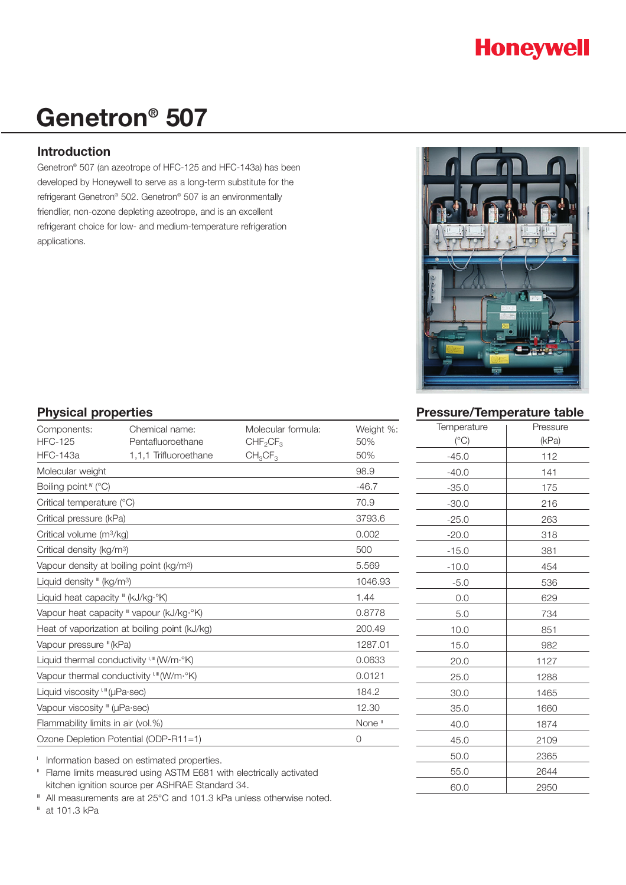Honeywell

# Genetron® 507

## Introduction

Genetron® 507 (an azeotrope of HFC-125 and HFC-143a) has been developed by Honeywell to serve as a long-term substitute for the refrigerant Genetron® 502. Genetron® 507 is an environmentally friendlier, non-ozone depleting azeotrope, and is an excellent refrigerant choice for low- and medium-temperature refrigeration applications.

## Physical properties

| Components: | Chemical name: | Molecular formula: | Weight %: |
|---|---|---|---|
| HFC-125 | Pentafluoroethane | $CHF_2CF_3$ | 50% |
| HFC-143a | 1,1,1 Trifluoroethane | $CH_3CF_3$ | 50% |

| Property | Value |
|---|---|
| Molecular weight | 98.9 |
| Boiling point [IV] (°C) | -46.7 |
| Critical temperature (°C) | 70.9 |
| Critical pressure (kPa) | 3793.6 |
| Critical volume (m³/kg) | 0.002 |
| Critical density (kg/m³) | 500 |
| Vapour density at boiling point (kg/m³) | 5.569 |
| Liquid density [III] (kg/m³) | 1046.93 |
| Liquid heat capacity [III] (kJ/kg·°K) | 1.44 |
| Vapour heat capacity [III] vapour (kJ/kg·°K) | 0.8778 |
| Heat of vaporization at boiling point (kJ/kg) | 200.49 |
| Vapour pressure [III] (kPa) | 1287.01 |
| Liquid thermal conductivity [I,III] (W/m·°K) | 0.0633 |
| Vapour thermal conductivity [I,III] (W/m·°K) | 0.0121 |
| Liquid viscosity [I,III] (μPa·sec) | 184.2 |
| Vapour viscosity [III] (μPa·sec) | 12.30 |
| Flammability limits in air (vol.%) | None [II] |
| Ozone Depletion Potential (ODP-R11=1) | 0 |

[I] Information based on estimated properties.
[II] Flame limits measured using ASTM E681 with electrically activated kitchen ignition source per ASHRAE Standard 34.
[III] All measurements are at 25°C and 101.3 kPa unless otherwise noted.
[IV] at 101.3 kPa

## Pressure/Temperature table

| Temperature (°C) | Pressure (kPa) |
|---|---|
| -45.0 | 112 |
| -40.0 | 141 |
| -35.0 | 175 |
| -30.0 | 216 |
| -25.0 | 263 |
| -20.0 | 318 |
| -15.0 | 381 |
| -10.0 | 454 |
| -5.0 | 536 |
| 0.0 | 629 |
| 5.0 | 734 |
| 10.0 | 851 |
| 15.0 | 982 |
| 20.0 | 1127 |
| 25.0 | 1288 |
| 30.0 | 1465 |
| 35.0 | 1660 |
| 40.0 | 1874 |
| 45.0 | 2109 |
| 50.0 | 2365 |
| 55.0 | 2644 |
| 60.0 | 2950 |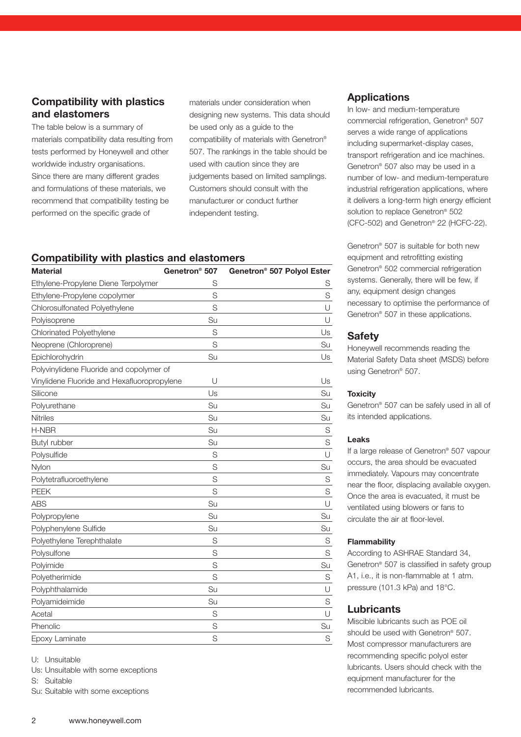## Compatibility with plastics and elastomers

The table below is a summary of materials compatibility data resulting from tests performed by Honeywell and other worldwide industry organisations. Since there are many different grades and formulations of these materials, we recommend that compatibility testing be performed on the specific grade of materials under consideration when designing new systems. This data should be used only as a guide to the compatibility of materials with Genetron® 507. The rankings in the table should be used with caution since they are judgements based on limited samplings. Customers should consult with the manufacturer or conduct further independent testing.

### Compatibility with plastics and elastomers

| Material | Genetron® 507 | Genetron® 507 Polyol Ester |
|---|---|---|
| Ethylene-Propylene Diene Terpolymer | S | S |
| Ethylene-Propylene copolymer | S | S |
| Chlorosulfonated Polyethylene | S | U |
| Polyisoprene | Su | U |
| Chlorinated Polyethylene | S | Us |
| Neoprene (Chloroprene) | S | Su |
| Epichlorohydrin | Su | Us |
| Polyvinylidene Fluoride and copolymer of Vinylidene Fluoride and Hexafluoropropylene | U | Us |
| Silicone | Us | Su |
| Polyurethane | Su | Su |
| Nitriles | Su | Su |
| H-NBR | Su | S |
| Butyl rubber | Su | S |
| Polysulfide | S | U |
| Nylon | S | Su |
| Polytetrafluoroethylene | S | S |
| PEEK | S | S |
| ABS | Su | U |
| Polypropylene | Su | Su |
| Polyphenylene Sulfide | Su | Su |
| Polyethylene Terephthalate | S | S |
| Polysulfone | S | S |
| Polyimide | S | Su |
| Polyetherimide | S | S |
| Polyphthalamide | Su | U |
| Polyamideimide | Su | S |
| Acetal | S | U |
| Phenolic | S | Su |
| Epoxy Laminate | S | S |

U: Unsuitable
Us: Unsuitable with some exceptions
S: Suitable
Su: Suitable with some exceptions

## Applications

In low- and medium-temperature commercial refrigeration, Genetron® 507 serves a wide range of applications including supermarket-display cases, transport refrigeration and ice machines. Genetron® 507 also may be used in a number of low- and medium-temperature industrial refrigeration applications, where it delivers a long-term high energy efficient solution to replace Genetron® 502 (CFC-502) and Genetron® 22 (HCFC-22).

Genetron® 507 is suitable for both new equipment and retrofitting existing Genetron® 502 commercial refrigeration systems. Generally, there will be few, if any, equipment design changes necessary to optimise the performance of Genetron® 507 in these applications.

## Safety

Honeywell recommends reading the Material Safety Data sheet (MSDS) before using Genetron® 507.

### Toxicity

Genetron® 507 can be safely used in all of its intended applications.

### Leaks

If a large release of Genetron® 507 vapour occurs, the area should be evacuated immediately. Vapours may concentrate near the floor, displacing available oxygen. Once the area is evacuated, it must be ventilated using blowers or fans to circulate the air at floor-level.

### Flammability

According to ASHRAE Standard 34, Genetron® 507 is classified in safety group A1, i.e., it is non-flammable at 1 atm. pressure (101.3 kPa) and 18°C.

## Lubricants

Miscible lubricants such as POE oil should be used with Genetron® 507. Most compressor manufacturers are recommending specific polyol ester lubricants. Users should check with the equipment manufacturer for the recommended lubricants.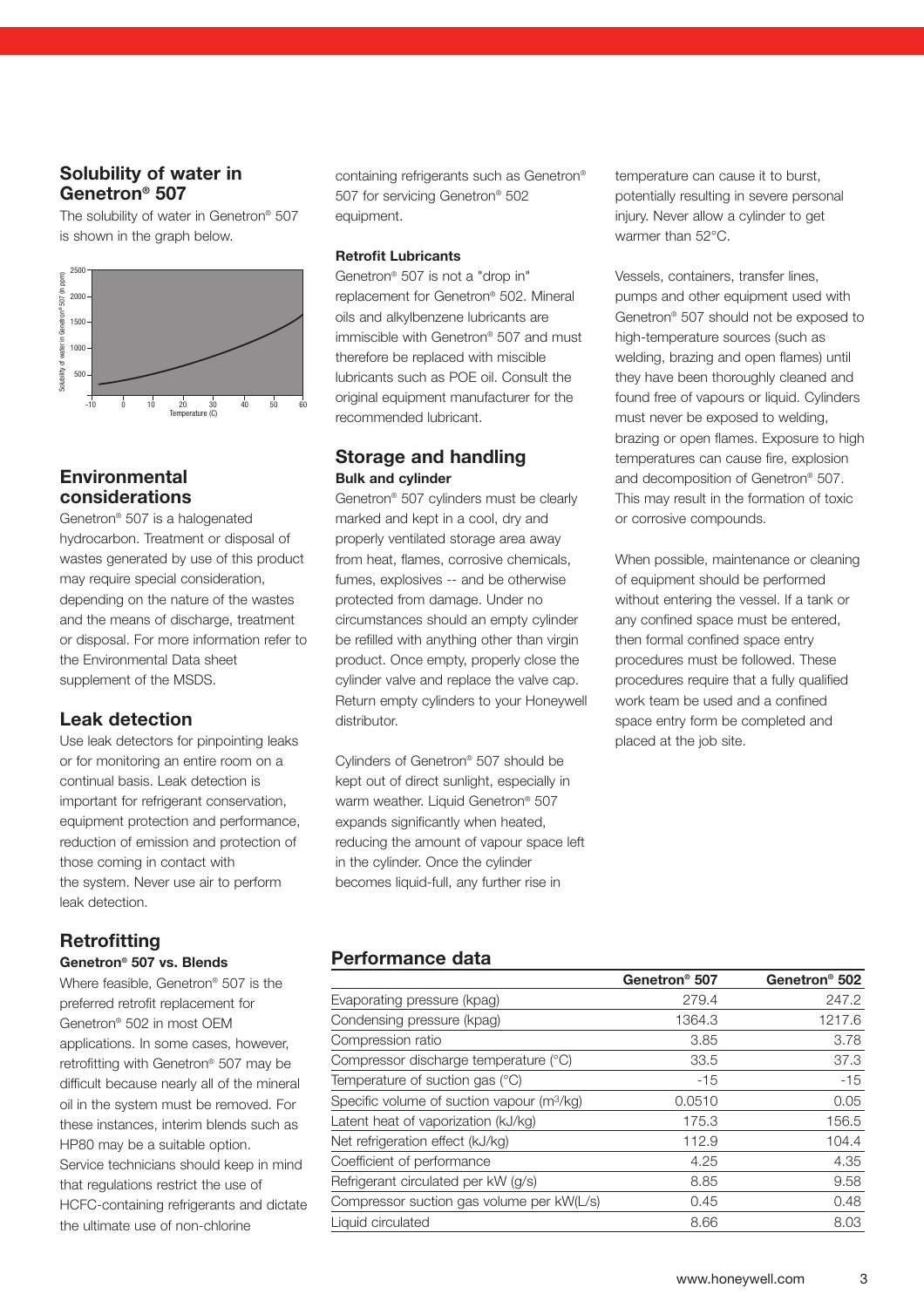## Solubility of water in Genetron® 507

The solubility of water in Genetron® 507 is shown in the graph below.

## Environmental considerations

Genetron® 507 is a halogenated hydrocarbon. Treatment or disposal of wastes generated by use of this product may require special consideration, depending on the nature of the wastes and the means of discharge, treatment or disposal. For more information refer to the Environmental Data sheet supplement of the MSDS.

## Leak detection

Use leak detectors for pinpointing leaks or for monitoring an entire room on a continual basis. Leak detection is important for refrigerant conservation, equipment protection and performance, reduction of emission and protection of those coming in contact with the system. Never use air to perform leak detection.

## Retrofitting

**Genetron® 507 vs. Blends**

Where feasible, Genetron® 507 is the preferred retrofit replacement for Genetron® 502 in most OEM applications. In some cases, however, retrofitting with Genetron® 507 may be difficult because nearly all of the mineral oil in the system must be removed. For these instances, interim blends such as HP80 may be a suitable option. Service technicians should keep in mind that regulations restrict the use of HCFC-containing refrigerants and dictate the ultimate use of non-chlorine containing refrigerants such as Genetron® 507 for servicing Genetron® 502 equipment.

**Retrofit Lubricants**

Genetron® 507 is not a "drop in" replacement for Genetron® 502. Mineral oils and alkylbenzene lubricants are immiscible with Genetron® 507 and must therefore be replaced with miscible lubricants such as POE oil. Consult the original equipment manufacturer for the recommended lubricant.

## Storage and handling

**Bulk and cylinder**

Genetron® 507 cylinders must be clearly marked and kept in a cool, dry and properly ventilated storage area away from heat, flames, corrosive chemicals, fumes, explosives -- and be otherwise protected from damage. Under no circumstances should an empty cylinder be refilled with anything other than virgin product. Once empty, properly close the cylinder valve and replace the valve cap. Return empty cylinders to your Honeywell distributor.

Cylinders of Genetron® 507 should be kept out of direct sunlight, especially in warm weather. Liquid Genetron® 507 expands significantly when heated, reducing the amount of vapour space left in the cylinder. Once the cylinder becomes liquid-full, any further rise in temperature can cause it to burst, potentially resulting in severe personal injury. Never allow a cylinder to get warmer than 52°C.

Vessels, containers, transfer lines, pumps and other equipment used with Genetron® 507 should not be exposed to high-temperature sources (such as welding, brazing and open flames) until they have been thoroughly cleaned and found free of vapours or liquid. Cylinders must never be exposed to welding, brazing or open flames. Exposure to high temperatures can cause fire, explosion and decomposition of Genetron® 507. This may result in the formation of toxic or corrosive compounds.

When possible, maintenance or cleaning of equipment should be performed without entering the vessel. If a tank or any confined space must be entered, then formal confined space entry procedures must be followed. These procedures require that a fully qualified work team be used and a confined space entry form be completed and placed at the job site.

## Performance data

| | Genetron® 507 | Genetron® 502 |
|---|---|---|
| Evaporating pressure (kpag) | 279.4 | 247.2 |
| Condensing pressure (kpag) | 1364.3 | 1217.6 |
| Compression ratio | 3.85 | 3.78 |
| Compressor discharge temperature (°C) | 33.5 | 37.3 |
| Temperature of suction gas (°C) | -15 | -15 |
| Specific volume of suction vapour ($m^3$/kg) | 0.0510 | 0.05 |
| Latent heat of vaporization (kJ/kg) | 175.3 | 156.5 |
| Net refrigeration effect (kJ/kg) | 112.9 | 104.4 |
| Coefficient of performance | 4.25 | 4.35 |
| Refrigerant circulated per kW (g/s) | 8.85 | 9.58 |
| Compressor suction gas volume per kW(L/s) | 0.45 | 0.48 |
| Liquid circulated | 8.66 | 8.03 |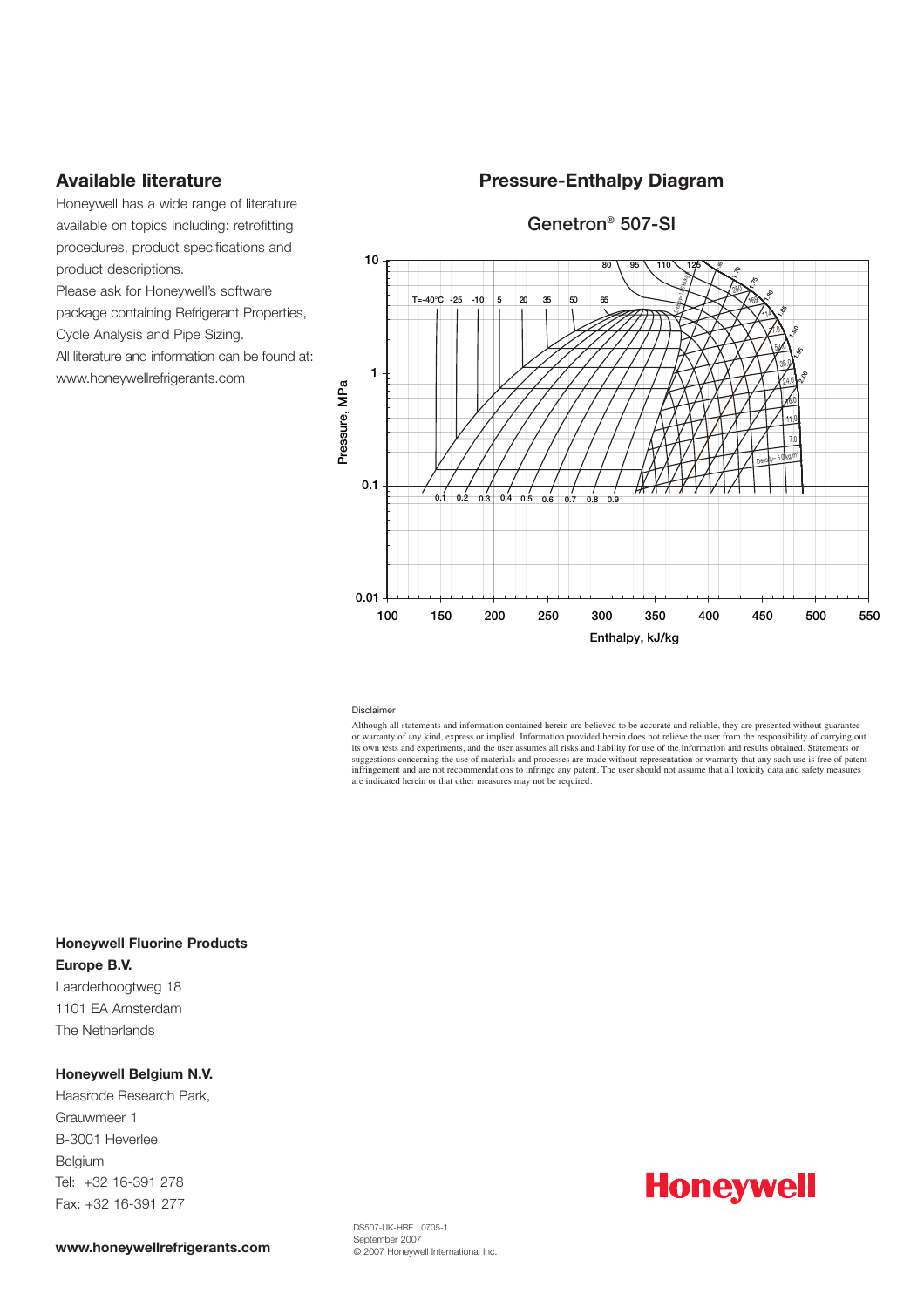## Available literature

Honeywell has a wide range of literature available on topics including: retrofitting procedures, product specifications and product descriptions.

Please ask for Honeywell's software package containing Refrigerant Properties, Cycle Analysis and Pipe Sizing.

All literature and information can be found at: www.honeywellrefrigerants.com

## Pressure-Enthalpy Diagram

Genetron® 507-SI

Pressure, MPa

10

1

0.1

0.01

Enthalpy, kJ/kg

100 150 200 250 300 350 400 450 500 550

T=-40°C -25 -10 5 20 35 50 65 80 95 110 125

0.1 0.2 0.3 0.4 0.5 0.6 0.7 0.8 0.9

Density= 5.0 kg/m³ 7.0 11.0 16.0 24.0 35.0 52.0 77.0 114 168 250

1.70 1.75 1.80 1.85 1.90 1.95 2.00

Disclaimer

Although all statements and information contained herein are believed to be accurate and reliable, they are presented without guarantee or warranty of any kind, express or implied. Information provided herein does not relieve the user from the responsibility of carrying out its own tests and experiments, and the user assumes all risks and liability for use of the information and results obtained. Statements or suggestions concerning the use of materials and processes are made without representation or warranty that any such use is free of patent infringement and are not recommendations to infringe any patent. The user should not assume that all toxicity data and safety measures are indicated herein or that other measures may not be required.

**Honeywell Fluorine Products Europe B.V.**
Laarderhoogtweg 18
1101 EA Amsterdam
The Netherlands

**Honeywell Belgium N.V.**
Haasrode Research Park,
Grauwmeer 1
B-3001 Heverlee
Belgium
Tel: +32 16-391 278
Fax: +32 16-391 277

**www.honeywellrefrigerants.com**

DS507-UK-HRE 0705-1
September 2007
© 2007 Honeywell International Inc.

Honeywell